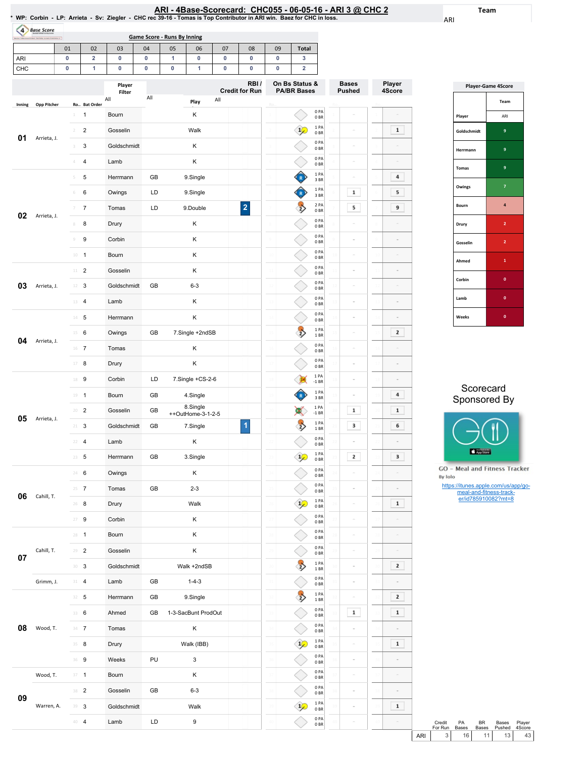# ARI - 4Base-Scorecard: CHC055 - 06-05-16 - ARI 3 @ CHC 2

* WP: Corbin - LP: Arrieta - Sv: Ziegler - CHC rec 39-16 - Tomas is Top Contributor in ARI win. Baez for CHC in loss.

Team: ARI

## Game Score - Runs By Inning

| | 01 | 02 | 03 | 04 | 05 | 06 | 07 | 08 | 09 | Total |
|---|---|---|---|---|---|---|---|---|---|---|
| ARI | 0 | 2 | 0 | 0 | 1 | 0 | 0 | 0 | 0 | 3 |
| CHC | 0 | 1 | 0 | 0 | 0 | 1 | 0 | 0 | 0 | 2 |

| Inning | Opp Pitcher | Ro.. | Bat Order | Player | | Play | RBI / Credit for Run | On Bs Status & PA/BR Bases | Bases Pushed | Player 4Score |
|---|---|---|---|---|---|---|---|---|---|---|
| 01 | Arrieta, J. | 1 | 1 | Bourn | | K | | 0 PA 0 BR | - | - |
| | | 2 | 2 | Gosselin | | Walk | | 1 PA 0 BR | - | 1 |
| | | 3 | 3 | Goldschmidt | | K | | 0 PA 0 BR | - | - |
| | | 4 | 4 | Lamb | | K | | 0 PA 0 BR | - | - |
| 02 | Arrieta, J. | 5 | 5 | Herrmann | GB | 9.Single | | 1 PA 3 BR | - | 4 |
| | | 6 | 6 | Owings | LD | 9.Single | | 1 PA 3 BR | 1 | 5 |
| | | 7 | 7 | Tomas | LD | 9.Double | 2 | 2 PA 0 BR | 5 | 9 |
| | | 8 | 8 | Drury | | K | | 0 PA 0 BR | - | - |
| | | 9 | 9 | Corbin | | K | | 0 PA 0 BR | - | - |
| | | 10 | 1 | Bourn | | K | | 0 PA 0 BR | - | - |
| 03 | Arrieta, J. | 11 | 2 | Gosselin | | K | | 0 PA 0 BR | - | - |
| | | 12 | 3 | Goldschmidt | GB | 6-3 | | 0 PA 0 BR | - | - |
| | | 13 | 4 | Lamb | | K | | 0 PA 0 BR | - | - |
| 04 | Arrieta, J. | 14 | 5 | Herrmann | | K | | 0 PA 0 BR | - | - |
| | | 15 | 6 | Owings | GB | 7.Single +2ndSB | | 1 PA 1 BR | - | 2 |
| | | 16 | 7 | Tomas | | K | | 0 PA 0 BR | - | - |
| | | 17 | 8 | Drury | | K | | 0 PA 0 BR | - | - |
| 05 | Arrieta, J. | 18 | 9 | Corbin | LD | 7.Single +CS-2-6 | | 1 PA -1 BR | - | - |
| | | 19 | 1 | Bourn | GB | 4.Single | | 1 PA 3 BR | - | 4 |
| | | 20 | 2 | Gosselin | GB | 8.Single ++OutHome-3-1-2-5 | | 1 PA -1 BR | 1 | 1 |
| | | 21 | 3 | Goldschmidt | GB | 7.Single | 1 | 1 PA 1 BR | 3 | 6 |
| | | 22 | 4 | Lamb | | K | | 0 PA 0 BR | - | - |
| | | 23 | 5 | Herrmann | GB | 3.Single | | 1 PA 0 BR | 2 | 3 |
| 06 | Cahill, T. | 24 | 6 | Owings | | K | | 0 PA 0 BR | - | - |
| | | 25 | 7 | Tomas | GB | 2-3 | | 0 PA 0 BR | - | - |
| | | 26 | 8 | Drury | | Walk | | 1 PA 0 BR | - | 1 |
| | | 27 | 9 | Corbin | | K | | 0 PA 0 BR | - | - |
| 07 | Cahill, T. | 28 | 1 | Bourn | | K | | 0 PA 0 BR | - | - |
| | | 29 | 2 | Gosselin | | K | | 0 PA 0 BR | - | - |
| | | 30 | 3 | Goldschmidt | | Walk +2ndSB | | 1 PA 1 BR | - | 2 |
| | Grimm, J. | 31 | 4 | Lamb | GB | 1-4-3 | | 0 PA 0 BR | - | - |
| 08 | Wood, T. | 32 | 5 | Herrmann | GB | 9.Single | | 1 PA 1 BR | - | 2 |
| | | 33 | 6 | Ahmed | GB | 1-3-SacBunt ProdOut | | 0 PA 0 BR | 1 | 1 |
| | | 34 | 7 | Tomas | | K | | 0 PA 0 BR | - | - |
| | | 35 | 8 | Drury | | Walk (IBB) | | 1 PA 0 BR | - | 1 |
| | | 36 | 9 | Weeks | PU | 3 | | 0 PA 0 BR | - | - |
| 09 | Wood, T. | 37 | 1 | Bourn | | K | | 0 PA 0 BR | - | - |
| | Warren, A. | 38 | 2 | Gosselin | GB | 6-3 | | 0 PA 0 BR | - | - |
| | | 39 | 3 | Goldschmidt | | Walk | | 1 PA 0 BR | - | 1 |
| | | 40 | 4 | Lamb | LD | 9 | | 0 PA 0 BR | - | - |

## Player-Game 4Score

| Player | Team ARI |
|---|---|
| Goldschmidt | 9 |
| Herrmann | 9 |
| Tomas | 9 |
| Owings | 7 |
| Bourn | 4 |
| Drury | 2 |
| Gosselin | 2 |
| Ahmed | 1 |
| Corbin | 0 |
| Lamb | 0 |
| Weeks | 0 |

Scorecard Sponsored By

GO - Meal and Fitness Tracker
By Iolo

https://itunes.apple.com/us/app/go-meal-and-fitness-track-er/id785910082?mt=8

| | Credit For Run | PA Bases | BR Bases | Bases Pushed | Player 4Score |
|---|---|---|---|---|---|
| ARI | 3 | 16 | 11 | 13 | 43 |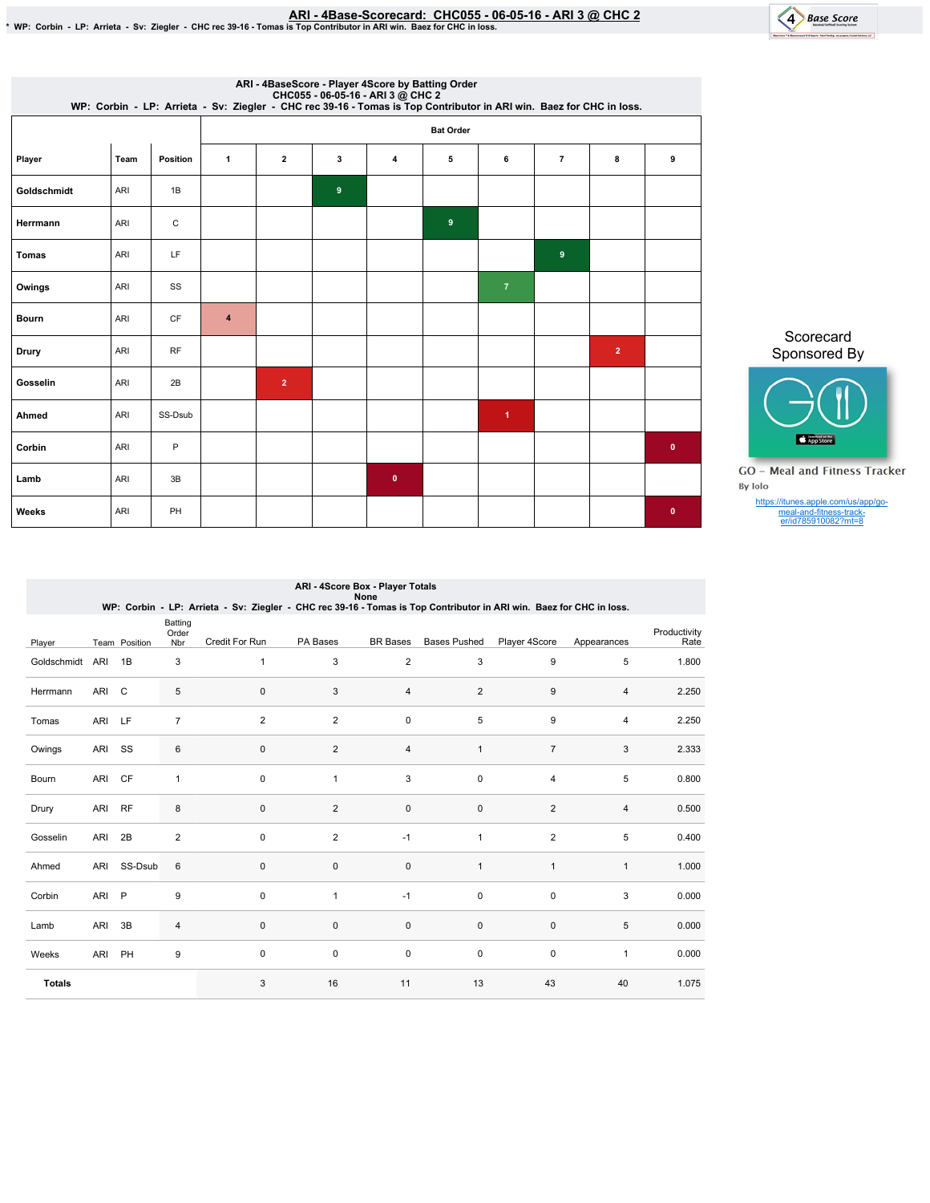# ARI - 4Base-Scorecard: CHC055 - 06-05-16 - ARI 3 @ CHC 2

\* WP: Corbin - LP: Arrieta - Sv: Ziegler - CHC rec 39-16 - Tomas is Top Contributor in ARI win. Baez for CHC in loss.

## ARI - 4BaseScore - Player 4Score by Batting Order
CHC055 - 06-05-16 - ARI 3 @ CHC 2
WP: Corbin - LP: Arrieta - Sv: Ziegler - CHC rec 39-16 - Tomas is Top Contributor in ARI win. Baez for CHC in loss.

| Player | Team | Position | Bat Order 1 | 2 | 3 | 4 | 5 | 6 | 7 | 8 | 9 |
|---|---|---|---|---|---|---|---|---|---|---|---|
| Goldschmidt | ARI | 1B | | | 9 | | | | | | |
| Herrmann | ARI | C | | | | | 9 | | | | |
| Tomas | ARI | LF | | | | | | | 9 | | |
| Owings | ARI | SS | | | | | | 7 | | | |
| Bourn | ARI | CF | 4 | | | | | | | | |
| Drury | ARI | RF | | | | | | | | 2 | |
| Gosselin | ARI | 2B | | 2 | | | | | | | |
| Ahmed | ARI | SS-Dsub | | | | | | 1 | | | |
| Corbin | ARI | P | | | | | | | | | 0 |
| Lamb | ARI | 3B | | | | 0 | | | | | |
| Weeks | ARI | PH | | | | | | | | | 0 |

Scorecard Sponsored By

GO - Meal and Fitness Tracker
By Iolo
https://itunes.apple.com/us/app/go-meal-and-fitness-track-er/id785910082?mt=8

## ARI - 4Score Box - Player Totals
None
WP: Corbin - LP: Arrieta - Sv: Ziegler - CHC rec 39-16 - Tomas is Top Contributor in ARI win. Baez for CHC in loss.

| Player | Team | Position | Batting Order Nbr | Credit For Run | PA Bases | BR Bases | Bases Pushed | Player 4Score | Appearances | Productivity Rate |
|---|---|---|---|---|---|---|---|---|---|---|
| Goldschmidt | ARI | 1B | 3 | 1 | 3 | 2 | 3 | 9 | 5 | 1.800 |
| Herrmann | ARI | C | 5 | 0 | 3 | 4 | 2 | 9 | 4 | 2.250 |
| Tomas | ARI | LF | 7 | 2 | 2 | 0 | 5 | 9 | 4 | 2.250 |
| Owings | ARI | SS | 6 | 0 | 2 | 4 | 1 | 7 | 3 | 2.333 |
| Bourn | ARI | CF | 1 | 0 | 1 | 3 | 0 | 4 | 5 | 0.800 |
| Drury | ARI | RF | 8 | 0 | 2 | 0 | 0 | 2 | 4 | 0.500 |
| Gosselin | ARI | 2B | 2 | 0 | 2 | -1 | 1 | 2 | 5 | 0.400 |
| Ahmed | ARI | SS-Dsub | 6 | 0 | 0 | 0 | 1 | 1 | 1 | 1.000 |
| Corbin | ARI | P | 9 | 0 | 1 | -1 | 0 | 0 | 3 | 0.000 |
| Lamb | ARI | 3B | 4 | 0 | 0 | 0 | 0 | 0 | 5 | 0.000 |
| Weeks | ARI | PH | 9 | 0 | 0 | 0 | 0 | 0 | 1 | 0.000 |
| **Totals** | | | | 3 | 16 | 11 | 13 | 43 | 40 | 1.075 |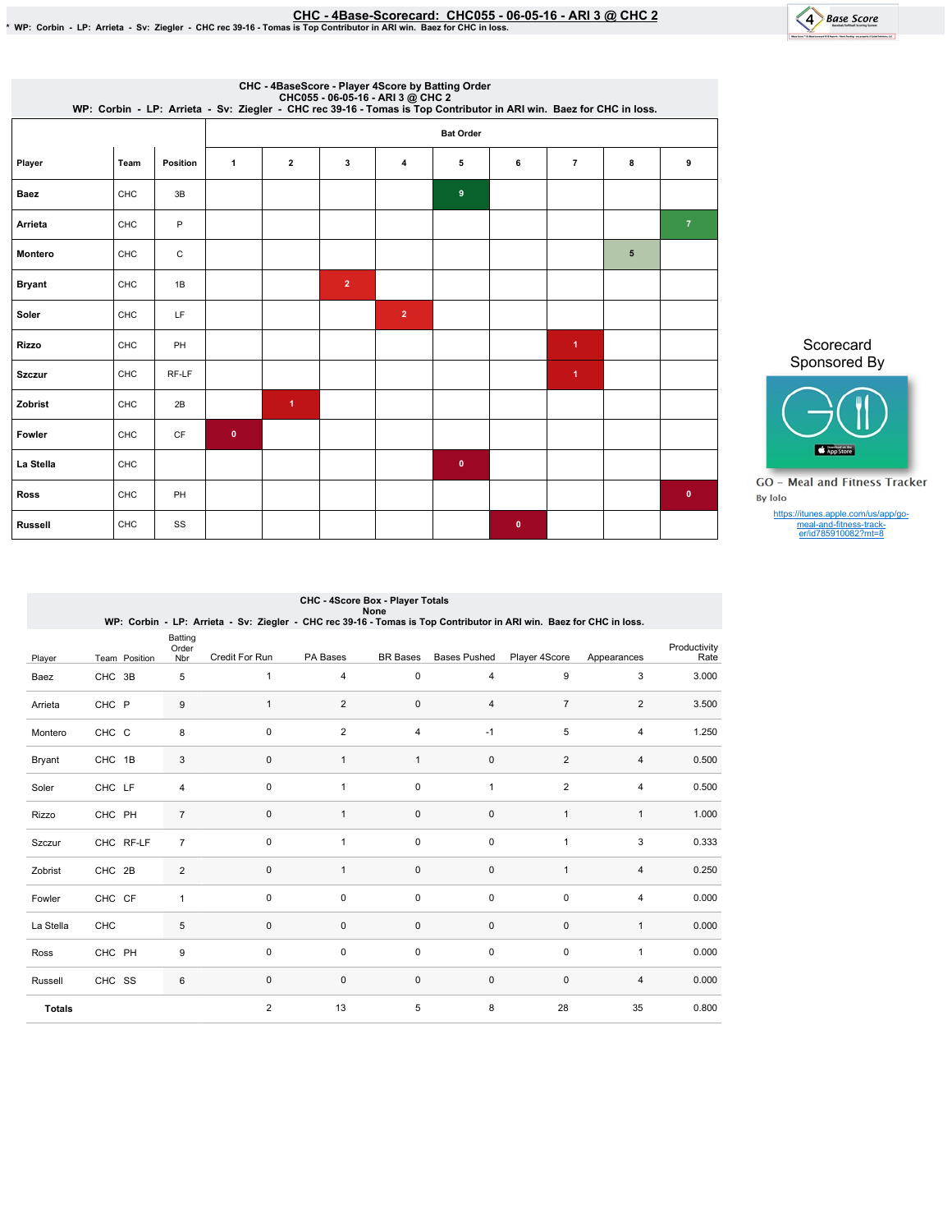# CHC - 4Base-Scorecard: CHC055 - 06-05-16 - ARI 3 @ CHC 2

* WP: Corbin - LP: Arrieta - Sv: Ziegler - CHC rec 39-16 - Tomas is Top Contributor in ARI win. Baez for CHC in loss.

## CHC - 4BaseScore - Player 4Score by Batting Order

CHC055 - 06-05-16 - ARI 3 @ CHC 2

WP: Corbin - LP: Arrieta - Sv: Ziegler - CHC rec 39-16 - Tomas is Top Contributor in ARI win. Baez for CHC in loss.

| Player | Team | Position | Bat Order 1 | 2 | 3 | 4 | 5 | 6 | 7 | 8 | 9 |
|---|---|---|---|---|---|---|---|---|---|---|---|
| Baez | CHC | 3B | | | | | 9 | | | | |
| Arrieta | CHC | P | | | | | | | | | 7 |
| Montero | CHC | C | | | | | | | | 5 | |
| Bryant | CHC | 1B | | | 2 | | | | | | |
| Soler | CHC | LF | | | | 2 | | | | | |
| Rizzo | CHC | PH | | | | | | | 1 | | |
| Szczur | CHC | RF-LF | | | | | | | 1 | | |
| Zobrist | CHC | 2B | | 1 | | | | | | | |
| Fowler | CHC | CF | 0 | | | | | | | | |
| La Stella | CHC | | | | | | 0 | | | | |
| Ross | CHC | PH | | | | | | | | | 0 |
| Russell | CHC | SS | | | | | | 0 | | | |

Scorecard Sponsored By

GO - Meal and Fitness Tracker

By Iolo

https://itunes.apple.com/us/app/go-meal-and-fitness-track-er/id785910082?mt=8

## CHC - 4Score Box - Player Totals

None

WP: Corbin - LP: Arrieta - Sv: Ziegler - CHC rec 39-16 - Tomas is Top Contributor in ARI win. Baez for CHC in loss.

| Player | Team | Position | Batting Order Nbr | Credit For Run | PA Bases | BR Bases | Bases Pushed | Player 4Score | Appearances | Productivity Rate |
|---|---|---|---|---|---|---|---|---|---|---|
| Baez | CHC | 3B | 5 | 1 | 4 | 0 | 4 | 9 | 3 | 3.000 |
| Arrieta | CHC | P | 9 | 1 | 2 | 0 | 4 | 7 | 2 | 3.500 |
| Montero | CHC | C | 8 | 0 | 2 | 4 | -1 | 5 | 4 | 1.250 |
| Bryant | CHC | 1B | 3 | 0 | 1 | 1 | 0 | 2 | 4 | 0.500 |
| Soler | CHC | LF | 4 | 0 | 1 | 0 | 1 | 2 | 4 | 0.500 |
| Rizzo | CHC | PH | 7 | 0 | 1 | 0 | 0 | 1 | 1 | 1.000 |
| Szczur | CHC | RF-LF | 7 | 0 | 1 | 0 | 0 | 1 | 3 | 0.333 |
| Zobrist | CHC | 2B | 2 | 0 | 1 | 0 | 0 | 1 | 4 | 0.250 |
| Fowler | CHC | CF | 1 | 0 | 0 | 0 | 0 | 0 | 4 | 0.000 |
| La Stella | CHC | | 5 | 0 | 0 | 0 | 0 | 0 | 1 | 0.000 |
| Ross | CHC | PH | 9 | 0 | 0 | 0 | 0 | 0 | 1 | 0.000 |
| Russell | CHC | SS | 6 | 0 | 0 | 0 | 0 | 0 | 4 | 0.000 |
| **Totals** | | | | 2 | 13 | 5 | 8 | 28 | 35 | 0.800 |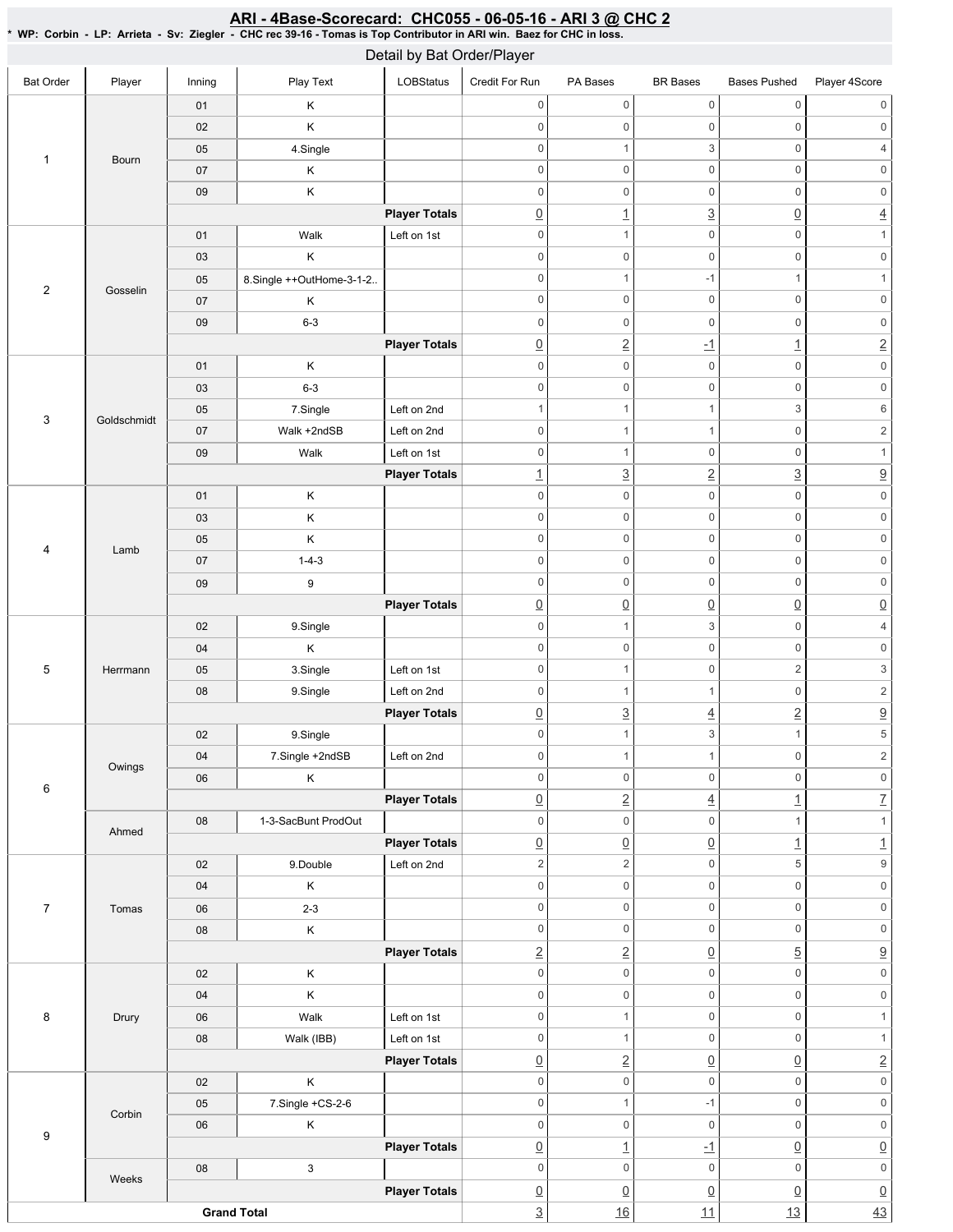# ARI - 4Base-Scorecard: CHC055 - 06-05-16 - ARI 3 @ CHC 2

**\* WP: Corbin - LP: Arrieta - Sv: Ziegler - CHC rec 39-16 - Tomas is Top Contributor in ARI win. Baez for CHC in loss.**

## Detail by Bat Order/Player

| Bat Order | Player | Inning | Play Text | LOBStatus | Credit For Run | PA Bases | BR Bases | Bases Pushed | Player 4Score |
|---|---|---|---|---|---|---|---|---|---|
| 1 | Bourn | 01 | K | | 0 | 0 | 0 | 0 | 0 |
| | | 02 | K | | 0 | 0 | 0 | 0 | 0 |
| | | 05 | 4.Single | | 0 | 1 | 3 | 0 | 4 |
| | | 07 | K | | 0 | 0 | 0 | 0 | 0 |
| | | 09 | K | | 0 | 0 | 0 | 0 | 0 |
| | | | | **Player Totals** | 0 | 1 | 3 | 0 | 4 |
| 2 | Gosselin | 01 | Walk | Left on 1st | 0 | 1 | 0 | 0 | 1 |
| | | 03 | K | | 0 | 0 | 0 | 0 | 0 |
| | | 05 | 8.Single ++OutHome-3-1-2.. | | 0 | 1 | -1 | 1 | 1 |
| | | 07 | K | | 0 | 0 | 0 | 0 | 0 |
| | | 09 | 6-3 | | 0 | 0 | 0 | 0 | 0 |
| | | | | **Player Totals** | 0 | 2 | -1 | 1 | 2 |
| 3 | Goldschmidt | 01 | K | | 0 | 0 | 0 | 0 | 0 |
| | | 03 | 6-3 | | 0 | 0 | 0 | 0 | 0 |
| | | 05 | 7.Single | Left on 2nd | 1 | 1 | 1 | 3 | 6 |
| | | 07 | Walk +2ndSB | Left on 2nd | 0 | 1 | 1 | 0 | 2 |
| | | 09 | Walk | Left on 1st | 0 | 1 | 0 | 0 | 1 |
| | | | | **Player Totals** | 1 | 3 | 2 | 3 | 9 |
| 4 | Lamb | 01 | K | | 0 | 0 | 0 | 0 | 0 |
| | | 03 | K | | 0 | 0 | 0 | 0 | 0 |
| | | 05 | K | | 0 | 0 | 0 | 0 | 0 |
| | | 07 | 1-4-3 | | 0 | 0 | 0 | 0 | 0 |
| | | 09 | 9 | | 0 | 0 | 0 | 0 | 0 |
| | | | | **Player Totals** | 0 | 0 | 0 | 0 | 0 |
| 5 | Herrmann | 02 | 9.Single | | 0 | 1 | 3 | 0 | 4 |
| | | 04 | K | | 0 | 0 | 0 | 0 | 0 |
| | | 05 | 3.Single | Left on 1st | 0 | 1 | 0 | 2 | 3 |
| | | 08 | 9.Single | Left on 2nd | 0 | 1 | 1 | 0 | 2 |
| | | | | **Player Totals** | 0 | 3 | 4 | 2 | 9 |
| 6 | Owings | 02 | 9.Single | | 0 | 1 | 3 | 1 | 5 |
| | | 04 | 7.Single +2ndSB | Left on 2nd | 0 | 1 | 1 | 0 | 2 |
| | | 06 | K | | 0 | 0 | 0 | 0 | 0 |
| | | | | **Player Totals** | 0 | 2 | 4 | 1 | 7 |
| | Ahmed | 08 | 1-3-SacBunt ProdOut | | 0 | 0 | 0 | 1 | 1 |
| | | | | **Player Totals** | 0 | 0 | 0 | 1 | 1 |
| 7 | Tomas | 02 | 9.Double | Left on 2nd | 2 | 2 | 0 | 5 | 9 |
| | | 04 | K | | 0 | 0 | 0 | 0 | 0 |
| | | 06 | 2-3 | | 0 | 0 | 0 | 0 | 0 |
| | | 08 | K | | 0 | 0 | 0 | 0 | 0 |
| | | | | **Player Totals** | 2 | 2 | 0 | 5 | 9 |
| 8 | Drury | 02 | K | | 0 | 0 | 0 | 0 | 0 |
| | | 04 | K | | 0 | 0 | 0 | 0 | 0 |
| | | 06 | Walk | Left on 1st | 0 | 1 | 0 | 0 | 1 |
| | | 08 | Walk (IBB) | Left on 1st | 0 | 1 | 0 | 0 | 1 |
| | | | | **Player Totals** | 0 | 2 | 0 | 0 | 2 |
| 9 | Corbin | 02 | K | | 0 | 0 | 0 | 0 | 0 |
| | | 05 | 7.Single +CS-2-6 | | 0 | 1 | -1 | 0 | 0 |
| | | 06 | K | | 0 | 0 | 0 | 0 | 0 |
| | | | | **Player Totals** | 0 | 1 | -1 | 0 | 0 |
| | Weeks | 08 | 3 | | 0 | 0 | 0 | 0 | 0 |
| | | | | **Player Totals** | 0 | 0 | 0 | 0 | 0 |
| **Grand Total** | | | | | 3 | 16 | 11 | 13 | 43 |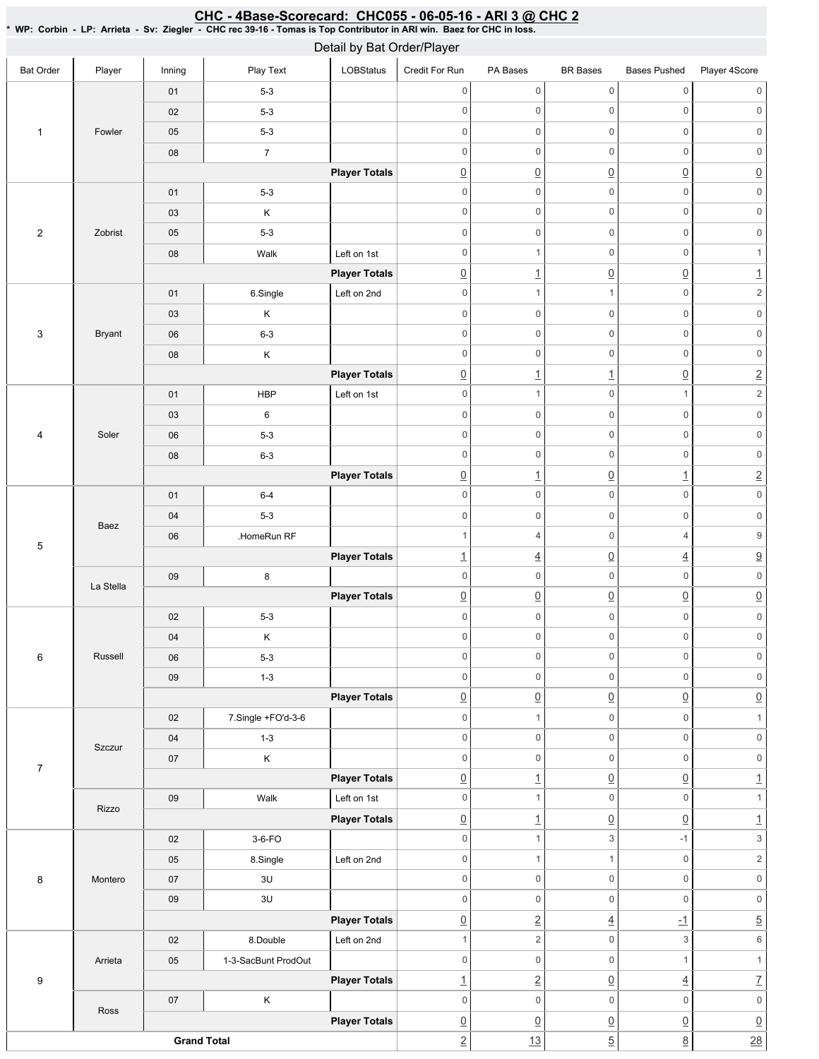## CHC - 4Base-Scorecard: CHC055 - 06-05-16 - ARI 3 @ CHC 2

* WP: Corbin - LP: Arrieta - Sv: Ziegler - CHC rec 39-16 - Tomas is Top Contributor in ARI win. Baez for CHC in loss.

### Detail by Bat Order/Player

| Bat Order | Player | Inning | Play Text | LOBStatus | Credit For Run | PA Bases | BR Bases | Bases Pushed | Player 4Score |
|---|---|---|---|---|---|---|---|---|---|
| 1 | Fowler | 01 | 5-3 | | 0 | 0 | 0 | 0 | 0 |
| | | 02 | 5-3 | | 0 | 0 | 0 | 0 | 0 |
| | | 05 | 5-3 | | 0 | 0 | 0 | 0 | 0 |
| | | 08 | 7 | | 0 | 0 | 0 | 0 | 0 |
| | | | | Player Totals | 0 | 0 | 0 | 0 | 0 |
| 2 | Zobrist | 01 | 5-3 | | 0 | 0 | 0 | 0 | 0 |
| | | 03 | K | | 0 | 0 | 0 | 0 | 0 |
| | | 05 | 5-3 | | 0 | 0 | 0 | 0 | 0 |
| | | 08 | Walk | Left on 1st | 0 | 1 | 0 | 0 | 1 |
| | | | | Player Totals | 0 | 1 | 0 | 0 | 1 |
| 3 | Bryant | 01 | 6.Single | Left on 2nd | 0 | 1 | 1 | 0 | 2 |
| | | 03 | K | | 0 | 0 | 0 | 0 | 0 |
| | | 06 | 6-3 | | 0 | 0 | 0 | 0 | 0 |
| | | 08 | K | | 0 | 0 | 0 | 0 | 0 |
| | | | | Player Totals | 0 | 1 | 1 | 0 | 2 |
| 4 | Soler | 01 | HBP | Left on 1st | 0 | 1 | 0 | 1 | 2 |
| | | 03 | 6 | | 0 | 0 | 0 | 0 | 0 |
| | | 06 | 5-3 | | 0 | 0 | 0 | 0 | 0 |
| | | 08 | 6-3 | | 0 | 0 | 0 | 0 | 0 |
| | | | | Player Totals | 0 | 1 | 0 | 1 | 2 |
| 5 | Baez | 01 | 6-4 | | 0 | 0 | 0 | 0 | 0 |
| | | 04 | 5-3 | | 0 | 0 | 0 | 0 | 0 |
| | | 06 | .HomeRun RF | | 1 | 4 | 0 | 4 | 9 |
| | | | | Player Totals | 1 | 4 | 0 | 4 | 9 |
| | La Stella | 09 | 8 | | 0 | 0 | 0 | 0 | 0 |
| | | | | Player Totals | 0 | 0 | 0 | 0 | 0 |
| 6 | Russell | 02 | 5-3 | | 0 | 0 | 0 | 0 | 0 |
| | | 04 | K | | 0 | 0 | 0 | 0 | 0 |
| | | 06 | 5-3 | | 0 | 0 | 0 | 0 | 0 |
| | | 09 | 1-3 | | 0 | 0 | 0 | 0 | 0 |
| | | | | Player Totals | 0 | 0 | 0 | 0 | 0 |
| 7 | Szczur | 02 | 7.Single +FO'd-3-6 | | 0 | 1 | 0 | 0 | 1 |
| | | 04 | 1-3 | | 0 | 0 | 0 | 0 | 0 |
| | | 07 | K | | 0 | 0 | 0 | 0 | 0 |
| | | | | Player Totals | 0 | 1 | 0 | 0 | 1 |
| | Rizzo | 09 | Walk | Left on 1st | 0 | 1 | 0 | 0 | 1 |
| | | | | Player Totals | 0 | 1 | 0 | 0 | 1 |
| 8 | Montero | 02 | 3-6-FO | | 0 | 1 | 3 | -1 | 3 |
| | | 05 | 8.Single | Left on 2nd | 0 | 1 | 1 | 0 | 2 |
| | | 07 | 3U | | 0 | 0 | 0 | 0 | 0 |
| | | 09 | 3U | | 0 | 0 | 0 | 0 | 0 |
| | | | | Player Totals | 0 | 2 | 4 | -1 | 5 |
| 9 | Arrieta | 02 | 8.Double | Left on 2nd | 1 | 2 | 0 | 3 | 6 |
| | | 05 | 1-3-SacBunt ProdOut | | 0 | 0 | 0 | 1 | 1 |
| | | | | Player Totals | 1 | 2 | 0 | 4 | 7 |
| | Ross | 07 | K | | 0 | 0 | 0 | 0 | 0 |
| | | | | Player Totals | 0 | 0 | 0 | 0 | 0 |
| Grand Total | | | | | 2 | 13 | 5 | 8 | 28 |